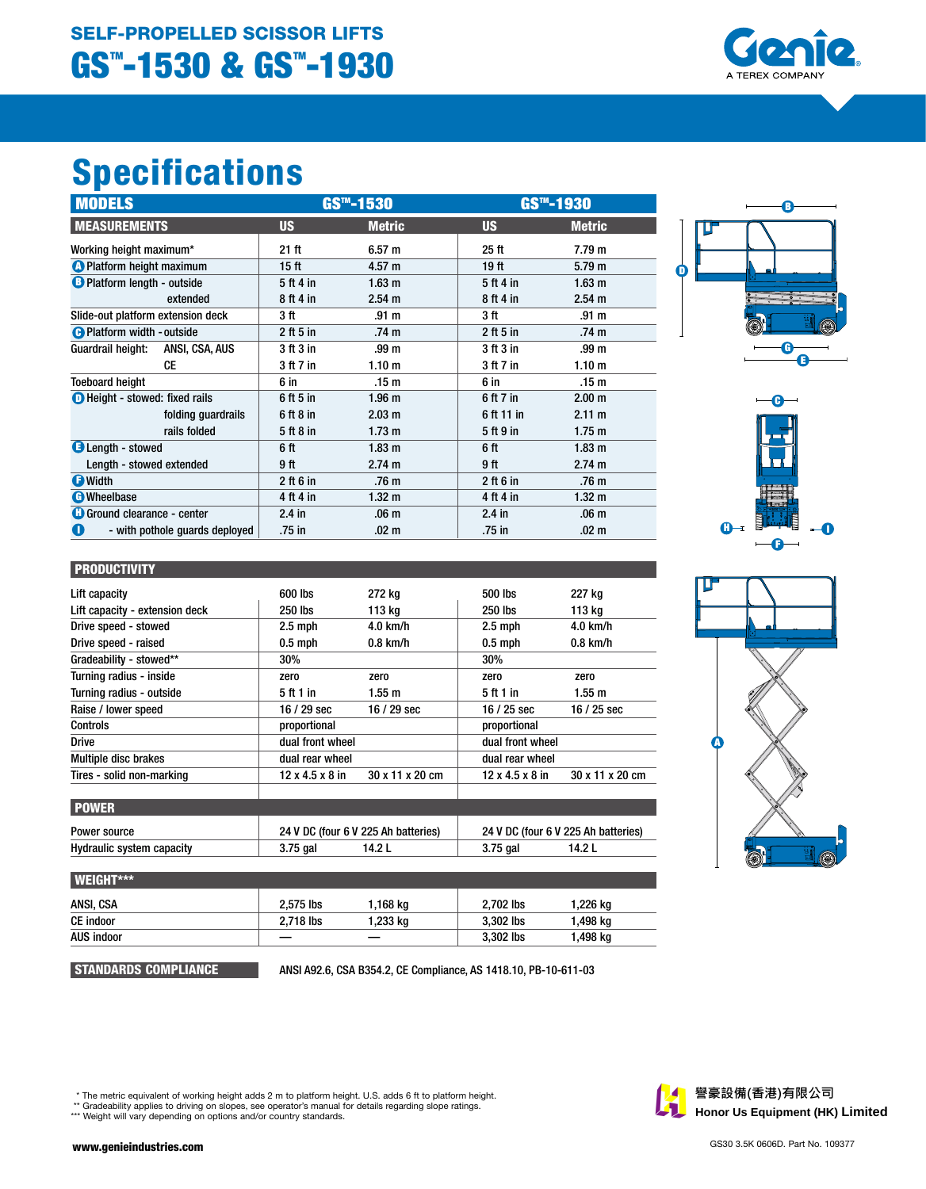## SELF-PROPELLED SCISSOR LIFTS

# GS™-1530 & GS™-1930

Genie
A TEREX COMPANY

# Specifications

| MODELS | GS™-1530 | | GS™-1930 | |
|---|---|---|---|---|
| **MEASUREMENTS** | **US** | **Metric** | **US** | **Metric** |
| Working height maximum* | 21 ft | 6.57 m | 25 ft | 7.79 m |
| A Platform height maximum | 15 ft | 4.57 m | 19 ft | 5.79 m |
| B Platform length - outside | 5 ft 4 in | 1.63 m | 5 ft 4 in | 1.63 m |
| extended | 8 ft 4 in | 2.54 m | 8 ft 4 in | 2.54 m |
| Slide-out platform extension deck | 3 ft | .91 m | 3 ft | .91 m |
| C Platform width - outside | 2 ft 5 in | .74 m | 2 ft 5 in | .74 m |
| Guardrail height: ANSI, CSA, AUS | 3 ft 3 in | .99 m | 3 ft 3 in | .99 m |
| CE | 3 ft 7 in | 1.10 m | 3 ft 7 in | 1.10 m |
| Toeboard height | 6 in | .15 m | 6 in | .15 m |
| D Height - stowed: fixed rails | 6 ft 5 in | 1.96 m | 6 ft 7 in | 2.00 m |
| folding guardrails | 6 ft 8 in | 2.03 m | 6 ft 11 in | 2.11 m |
| rails folded | 5 ft 8 in | 1.73 m | 5 ft 9 in | 1.75 m |
| E Length - stowed | 6 ft | 1.83 m | 6 ft | 1.83 m |
| Length - stowed extended | 9 ft | 2.74 m | 9 ft | 2.74 m |
| F Width | 2 ft 6 in | .76 m | 2 ft 6 in | .76 m |
| G Wheelbase | 4 ft 4 in | 1.32 m | 4 ft 4 in | 1.32 m |
| H Ground clearance - center | 2.4 in | .06 m | 2.4 in | .06 m |
| I - with pothole guards deployed | .75 in | .02 m | .75 in | .02 m |

| PRODUCTIVITY | | | | |
|---|---|---|---|---|
| Lift capacity | 600 lbs | 272 kg | 500 lbs | 227 kg |
| Lift capacity - extension deck | 250 lbs | 113 kg | 250 lbs | 113 kg |
| Drive speed - stowed | 2.5 mph | 4.0 km/h | 2.5 mph | 4.0 km/h |
| Drive speed - raised | 0.5 mph | 0.8 km/h | 0.5 mph | 0.8 km/h |
| Gradeability - stowed** | 30% | | 30% | |
| Turning radius - inside | zero | zero | zero | zero |
| Turning radius - outside | 5 ft 1 in | 1.55 m | 5 ft 1 in | 1.55 m |
| Raise / lower speed | 16 / 29 sec | 16 / 29 sec | 16 / 25 sec | 16 / 25 sec |
| Controls | proportional | | proportional | |
| Drive | dual front wheel | | dual front wheel | |
| Multiple disc brakes | dual rear wheel | | dual rear wheel | |
| Tires - solid non-marking | 12 x 4.5 x 8 in | 30 x 11 x 20 cm | 12 x 4.5 x 8 in | 30 x 11 x 20 cm |

| POWER | | | | |
|---|---|---|---|---|
| Power source | 24 V DC (four 6 V 225 Ah batteries) | | 24 V DC (four 6 V 225 Ah batteries) | |
| Hydraulic system capacity | 3.75 gal | 14.2 L | 3.75 gal | 14.2 L |

| WEIGHT*** | | | | |
|---|---|---|---|---|
| ANSI, CSA | 2,575 lbs | 1,168 kg | 2,702 lbs | 1,226 kg |
| CE indoor | 2,718 lbs | 1,233 kg | 3,302 lbs | 1,498 kg |
| AUS indoor | — | — | 3,302 lbs | 1,498 kg |

**STANDARDS COMPLIANCE** ANSI A92.6, CSA B354.2, CE Compliance, AS 1418.10, PB-10-611-03

\* The metric equivalent of working height adds 2 m to platform height. U.S. adds 6 ft to platform height.
\** Gradeability applies to driving on slopes, see operator's manual for details regarding slope ratings.
\*** Weight will vary depending on options and/or country standards.

譽豪設備(香港)有限公司
Honor Us Equipment (HK) Limited

www.genieindustries.com

GS30 3.5K 0606D. Part No. 109377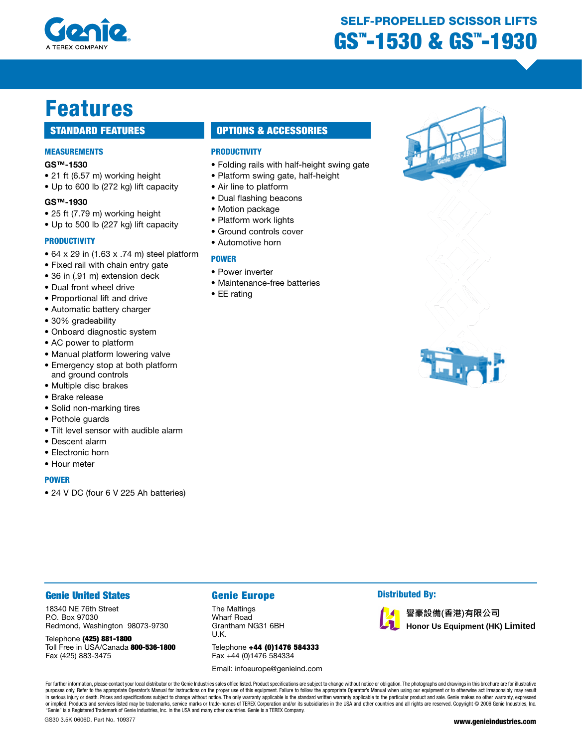# SELF-PROPELLED SCISSOR LIFTS

# GS™-1530 & GS™-1930

# Features

## STANDARD FEATURES

### MEASUREMENTS

**GS™-1530**

- 21 ft (6.57 m) working height
- Up to 600 lb (272 kg) lift capacity

**GS™-1930**

- 25 ft (7.79 m) working height
- Up to 500 lb (227 kg) lift capacity

### PRODUCTIVITY

- 64 x 29 in (1.63 x .74 m) steel platform
- Fixed rail with chain entry gate
- 36 in (.91 m) extension deck
- Dual front wheel drive
- Proportional lift and drive
- Automatic battery charger
- 30% gradeability
- Onboard diagnostic system
- AC power to platform
- Manual platform lowering valve
- Emergency stop at both platform and ground controls
- Multiple disc brakes
- Brake release
- Solid non-marking tires
- Pothole guards
- Tilt level sensor with audible alarm
- Descent alarm
- Electronic horn
- Hour meter

### POWER

- 24 V DC (four 6 V 225 Ah batteries)

## OPTIONS & ACCESSORIES

### PRODUCTIVITY

- Folding rails with half-height swing gate
- Platform swing gate, half-height
- Air line to platform
- Dual flashing beacons
- Motion package
- Platform work lights
- Ground controls cover
- Automotive horn

### POWER

- Power inverter
- Maintenance-free batteries
- EE rating

---

### Genie United States

18340 NE 76th Street
P.O. Box 97030
Redmond, Washington 98073-9730

Telephone **(425) 881-1800**
Toll Free in USA/Canada **800-536-1800**
Fax (425) 883-3475

### Genie Europe

The Maltings
Wharf Road
Grantham NG31 6BH
U.K.

Telephone **+44 (0)1476 584333**
Fax +44 (0)1476 584334

Email: infoeurope@genieind.com

### Distributed By:

譽豪設備(香港)有限公司
**Honor Us Equipment (HK) Limited**

For further information, please contact your local distributor or the Genie Industries sales office listed. Product specifications are subject to change without notice or obligation. The photographs and drawings in this brochure are for illustrative purposes only. Refer to the appropriate Operator's Manual for instructions on the proper use of this equipment. Failure to follow the appropriate Operator's Manual when using our equipment or to otherwise act irresponsibly may result in serious injury or death. Prices and specifications subject to change without notice. The only warranty applicable is the standard written warranty applicable to the particular product and sale. Genie makes no other warranty, expressed or implied. Products and services listed may be trademarks, service marks or trade-names of TEREX Corporation and/or its subsidiaries in the USA and other countries and all rights are reserved. Copyright © 2006 Genie Industries, Inc. "Genie" is a Registered Trademark of Genie Industries, Inc. in the USA and many other countries. Genie is a TEREX Company.

GS30 3.5K 0606D. Part No. 109377

**www.genieindustries.com**